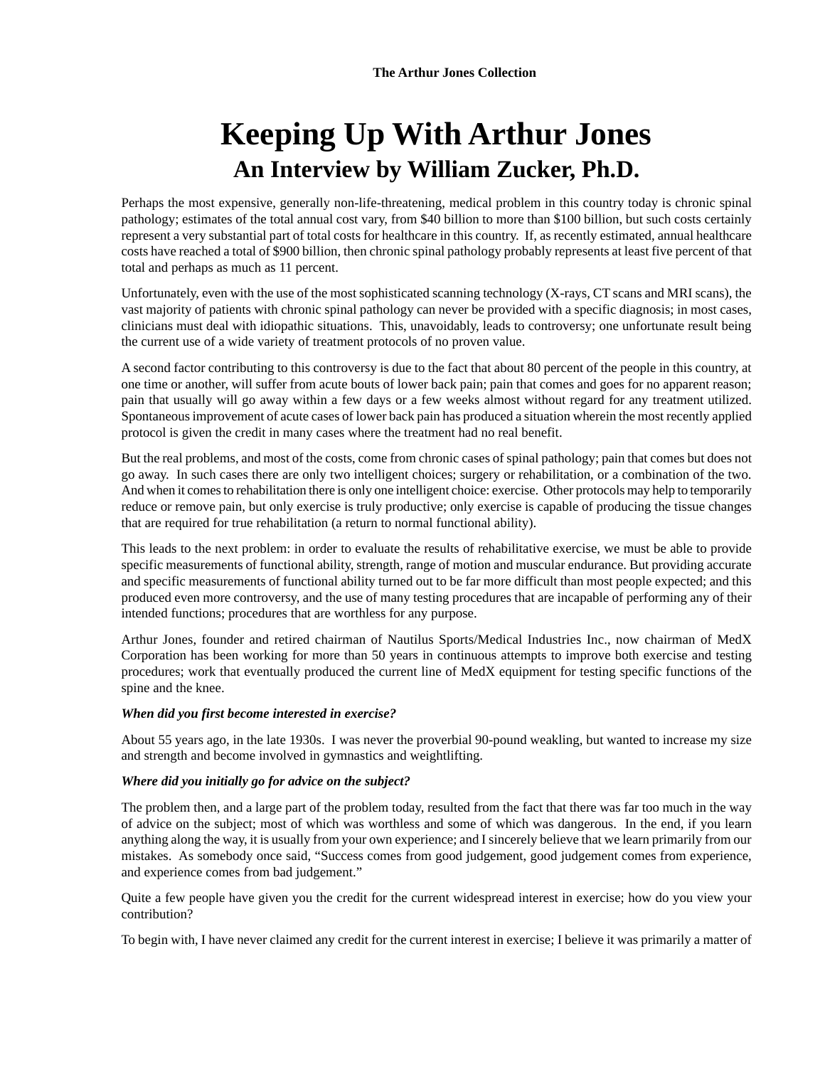# Keeping Up With Arthur Jones

## An Interview by William Zucker, Ph.D.

Perhaps the most expensive, generally non-life-threatening, medical problem in this country today is chronic spinal pathology; estimates of the total annual cost vary, from $40 billion to more than $100 billion, but such costs certainly represent a very substantial part of total costs for healthcare in this country. If, as recently estimated, annual healthcare costs have reached a total of $900 billion, then chronic spinal pathology probably represents at least five percent of that total and perhaps as much as 11 percent.

Unfortunately, even with the use of the most sophisticated scanning technology (X-rays, CT scans and MRI scans), the vast majority of patients with chronic spinal pathology can never be provided with a specific diagnosis; in most cases, clinicians must deal with idiopathic situations. This, unavoidably, leads to controversy; one unfortunate result being the current use of a wide variety of treatment protocols of no proven value.

A second factor contributing to this controversy is due to the fact that about 80 percent of the people in this country, at one time or another, will suffer from acute bouts of lower back pain; pain that comes and goes for no apparent reason; pain that usually will go away within a few days or a few weeks almost without regard for any treatment utilized. Spontaneous improvement of acute cases of lower back pain has produced a situation wherein the most recently applied protocol is given the credit in many cases where the treatment had no real benefit.

But the real problems, and most of the costs, come from chronic cases of spinal pathology; pain that comes but does not go away. In such cases there are only two intelligent choices; surgery or rehabilitation, or a combination of the two. And when it comes to rehabilitation there is only one intelligent choice: exercise. Other protocols may help to temporarily reduce or remove pain, but only exercise is truly productive; only exercise is capable of producing the tissue changes that are required for true rehabilitation (a return to normal functional ability).

This leads to the next problem: in order to evaluate the results of rehabilitative exercise, we must be able to provide specific measurements of functional ability, strength, range of motion and muscular endurance. But providing accurate and specific measurements of functional ability turned out to be far more difficult than most people expected; and this produced even more controversy, and the use of many testing procedures that are incapable of performing any of their intended functions; procedures that are worthless for any purpose.

Arthur Jones, founder and retired chairman of Nautilus Sports/Medical Industries Inc., now chairman of MedX Corporation has been working for more than 50 years in continuous attempts to improve both exercise and testing procedures; work that eventually produced the current line of MedX equipment for testing specific functions of the spine and the knee.

***When did you first become interested in exercise?***

About 55 years ago, in the late 1930s. I was never the proverbial 90-pound weakling, but wanted to increase my size and strength and become involved in gymnastics and weightlifting.

***Where did you initially go for advice on the subject?***

The problem then, and a large part of the problem today, resulted from the fact that there was far too much in the way of advice on the subject; most of which was worthless and some of which was dangerous. In the end, if you learn anything along the way, it is usually from your own experience; and I sincerely believe that we learn primarily from our mistakes. As somebody once said, "Success comes from good judgement, good judgement comes from experience, and experience comes from bad judgement."

Quite a few people have given you the credit for the current widespread interest in exercise; how do you view your contribution?

To begin with, I have never claimed any credit for the current interest in exercise; I believe it was primarily a matter of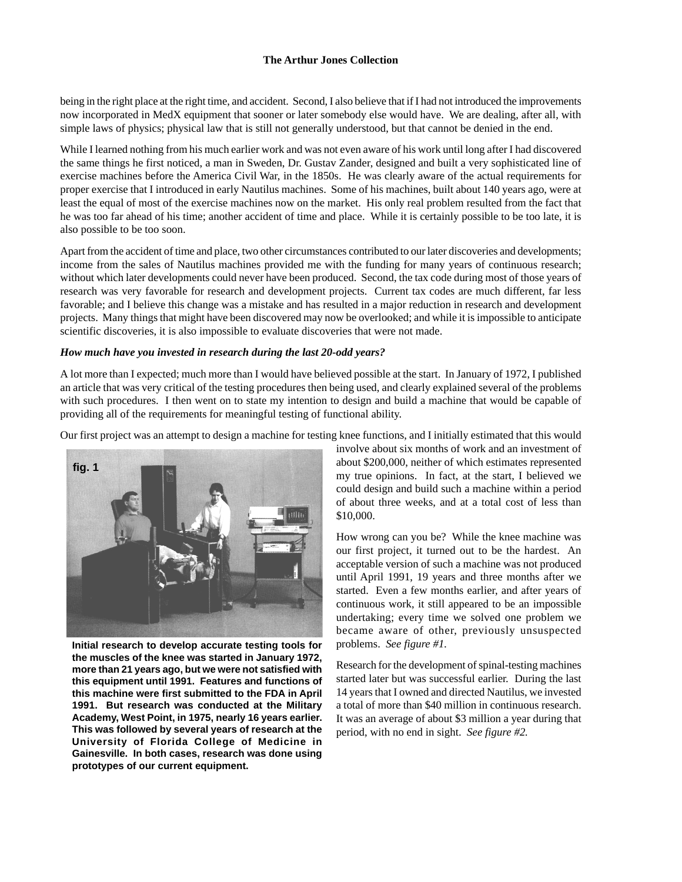being in the right place at the right time, and accident. Second, I also believe that if I had not introduced the improvements now incorporated in MedX equipment that sooner or later somebody else would have. We are dealing, after all, with simple laws of physics; physical law that is still not generally understood, but that cannot be denied in the end.

While I learned nothing from his much earlier work and was not even aware of his work until long after I had discovered the same things he first noticed, a man in Sweden, Dr. Gustav Zander, designed and built a very sophisticated line of exercise machines before the America Civil War, in the 1850s. He was clearly aware of the actual requirements for proper exercise that I introduced in early Nautilus machines. Some of his machines, built about 140 years ago, were at least the equal of most of the exercise machines now on the market. His only real problem resulted from the fact that he was too far ahead of his time; another accident of time and place. While it is certainly possible to be too late, it is also possible to be too soon.

Apart from the accident of time and place, two other circumstances contributed to our later discoveries and developments; income from the sales of Nautilus machines provided me with the funding for many years of continuous research; without which later developments could never have been produced. Second, the tax code during most of those years of research was very favorable for research and development projects. Current tax codes are much different, far less favorable; and I believe this change was a mistake and has resulted in a major reduction in research and development projects. Many things that might have been discovered may now be overlooked; and while it is impossible to anticipate scientific discoveries, it is also impossible to evaluate discoveries that were not made.

***How much have you invested in research during the last 20-odd years?***

A lot more than I expected; much more than I would have believed possible at the start. In January of 1972, I published an article that was very critical of the testing procedures then being used, and clearly explained several of the problems with such procedures. I then went on to state my intention to design and build a machine that would be capable of providing all of the requirements for meaningful testing of functional ability.

Our first project was an attempt to design a machine for testing knee functions, and I initially estimated that this would involve about six months of work and an investment of about $200,000, neither of which estimates represented my true opinions. In fact, at the start, I believed we could design and build such a machine within a period of about three weeks, and at a total cost of less than $10,000.

**fig. 1**

**Initial research to develop accurate testing tools for the muscles of the knee was started in January 1972, more than 21 years ago, but we were not satisfied with this equipment until 1991. Features and functions of this machine were first submitted to the FDA in April 1991. But research was conducted at the Military Academy, West Point, in 1975, nearly 16 years earlier. This was followed by several years of research at the University of Florida College of Medicine in Gainesville. In both cases, research was done using prototypes of our current equipment.**

How wrong can you be? While the knee machine was our first project, it turned out to be the hardest. An acceptable version of such a machine was not produced until April 1991, 19 years and three months after we started. Even a few months earlier, and after years of continuous work, it still appeared to be an impossible undertaking; every time we solved one problem we became aware of other, previously unsuspected problems. *See figure #1.*

Research for the development of spinal-testing machines started later but was successful earlier. During the last 14 years that I owned and directed Nautilus, we invested a total of more than $40 million in continuous research. It was an average of about $3 million a year during that period, with no end in sight. *See figure #2.*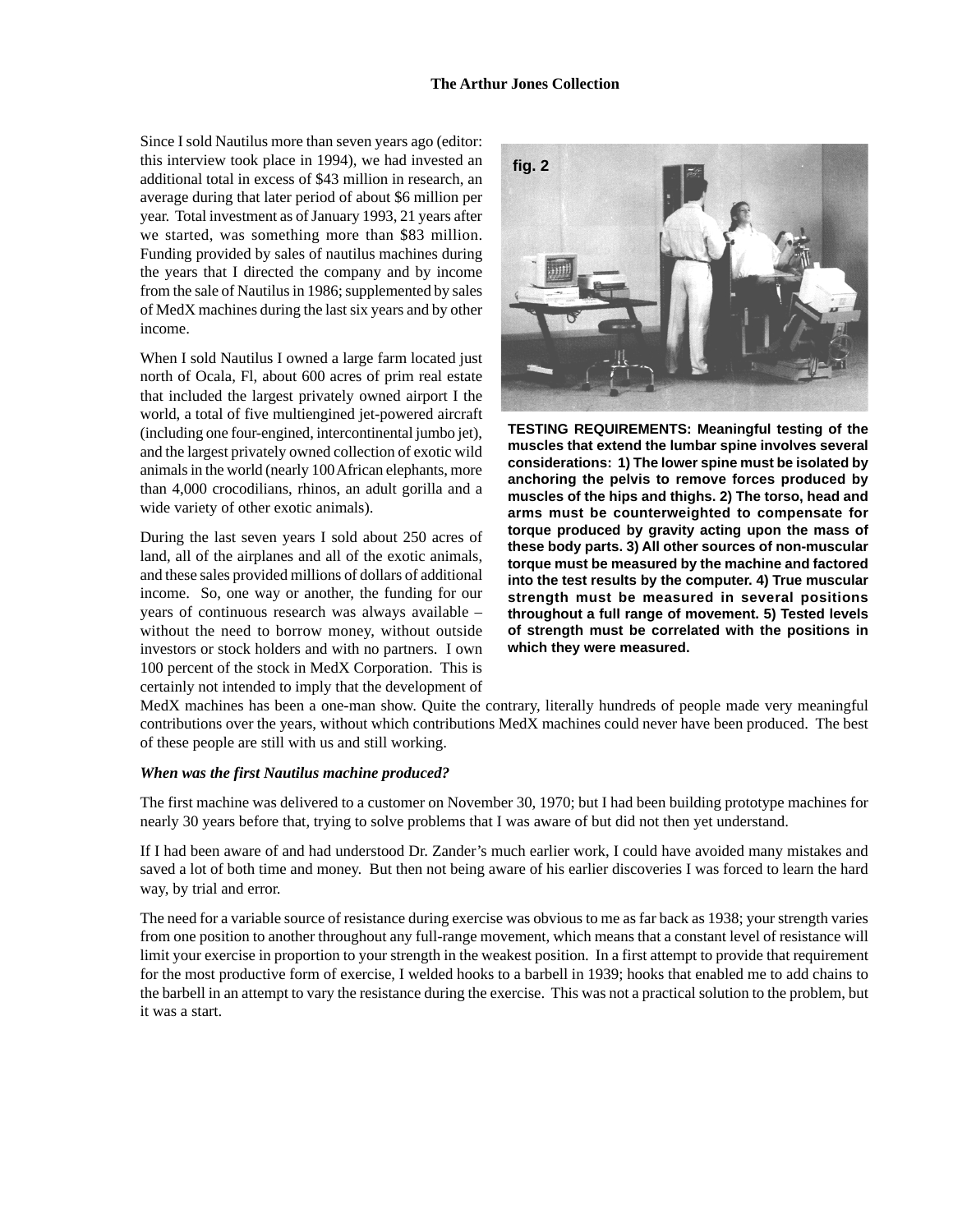Since I sold Nautilus more than seven years ago (editor: this interview took place in 1994), we had invested an additional total in excess of $43 million in research, an average during that later period of about $6 million per year. Total investment as of January 1993, 21 years after we started, was something more than $83 million. Funding provided by sales of nautilus machines during the years that I directed the company and by income from the sale of Nautilus in 1986; supplemented by sales of MedX machines during the last six years and by other income.

When I sold Nautilus I owned a large farm located just north of Ocala, Fl, about 600 acres of prim real estate that included the largest privately owned airport I the world, a total of five multiengined jet-powered aircraft (including one four-engined, intercontinental jumbo jet), and the largest privately owned collection of exotic wild animals in the world (nearly 100 African elephants, more than 4,000 crocodilians, rhinos, an adult gorilla and a wide variety of other exotic animals).

During the last seven years I sold about 250 acres of land, all of the airplanes and all of the exotic animals, and these sales provided millions of dollars of additional income. So, one way or another, the funding for our years of continuous research was always available – without the need to borrow money, without outside investors or stock holders and with no partners. I own 100 percent of the stock in MedX Corporation. This is certainly not intended to imply that the development of MedX machines has been a one-man show. Quite the contrary, literally hundreds of people made very meaningful contributions over the years, without which contributions MedX machines could never have been produced. The best of these people are still with us and still working.

fig. 2

**TESTING REQUIREMENTS: Meaningful testing of the muscles that extend the lumbar spine involves several considerations: 1) The lower spine must be isolated by anchoring the pelvis to remove forces produced by muscles of the hips and thighs. 2) The torso, head and arms must be counterweighted to compensate for torque produced by gravity acting upon the mass of these body parts. 3) All other sources of non-muscular torque must be measured by the machine and factored into the test results by the computer. 4) True muscular strength must be measured in several positions throughout a full range of movement. 5) Tested levels of strength must be correlated with the positions in which they were measured.**

***When was the first Nautilus machine produced?***

The first machine was delivered to a customer on November 30, 1970; but I had been building prototype machines for nearly 30 years before that, trying to solve problems that I was aware of but did not then yet understand.

If I had been aware of and had understood Dr. Zander's much earlier work, I could have avoided many mistakes and saved a lot of both time and money. But then not being aware of his earlier discoveries I was forced to learn the hard way, by trial and error.

The need for a variable source of resistance during exercise was obvious to me as far back as 1938; your strength varies from one position to another throughout any full-range movement, which means that a constant level of resistance will limit your exercise in proportion to your strength in the weakest position. In a first attempt to provide that requirement for the most productive form of exercise, I welded hooks to a barbell in 1939; hooks that enabled me to add chains to the barbell in an attempt to vary the resistance during the exercise. This was not a practical solution to the problem, but it was a start.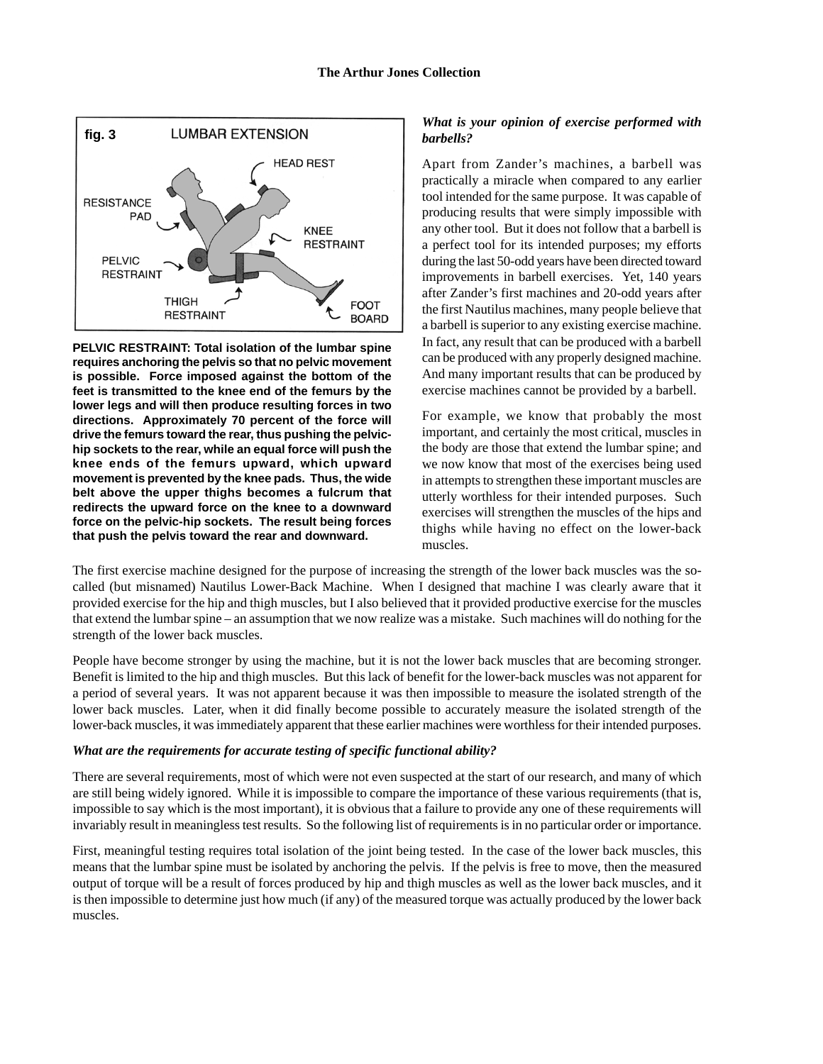**fig. 3 LUMBAR EXTENSION**

HEAD REST

RESISTANCE PAD

KNEE RESTRAINT

PELVIC RESTRAINT

THIGH RESTRAINT

FOOT BOARD

**PELVIC RESTRAINT: Total isolation of the lumbar spine requires anchoring the pelvis so that no pelvic movement is possible. Force imposed against the bottom of the feet is transmitted to the knee end of the femurs by the lower legs and will then produce resulting forces in two directions. Approximately 70 percent of the force will drive the femurs toward the rear, thus pushing the pelvic-hip sockets to the rear, while an equal force will push the knee ends of the femurs upward, which upward movement is prevented by the knee pads. Thus, the wide belt above the upper thighs becomes a fulcrum that redirects the upward force on the knee to a downward force on the pelvic-hip sockets. The result being forces that push the pelvis toward the rear and downward.**

***What is your opinion of exercise performed with barbells?***

Apart from Zander's machines, a barbell was practically a miracle when compared to any earlier tool intended for the same purpose. It was capable of producing results that were simply impossible with any other tool. But it does not follow that a barbell is a perfect tool for its intended purposes; my efforts during the last 50-odd years have been directed toward improvements in barbell exercises. Yet, 140 years after Zander's first machines and 20-odd years after the first Nautilus machines, many people believe that a barbell is superior to any existing exercise machine. In fact, any result that can be produced with a barbell can be produced with any properly designed machine. And many important results that can be produced by exercise machines cannot be provided by a barbell.

For example, we know that probably the most important, and certainly the most critical, muscles in the body are those that extend the lumbar spine; and we now know that most of the exercises being used in attempts to strengthen these important muscles are utterly worthless for their intended purposes. Such exercises will strengthen the muscles of the hips and thighs while having no effect on the lower-back muscles.

The first exercise machine designed for the purpose of increasing the strength of the lower back muscles was the so-called (but misnamed) Nautilus Lower-Back Machine. When I designed that machine I was clearly aware that it provided exercise for the hip and thigh muscles, but I also believed that it provided productive exercise for the muscles that extend the lumbar spine – an assumption that we now realize was a mistake. Such machines will do nothing for the strength of the lower back muscles.

People have become stronger by using the machine, but it is not the lower back muscles that are becoming stronger. Benefit is limited to the hip and thigh muscles. But this lack of benefit for the lower-back muscles was not apparent for a period of several years. It was not apparent because it was then impossible to measure the isolated strength of the lower back muscles. Later, when it did finally become possible to accurately measure the isolated strength of the lower-back muscles, it was immediately apparent that these earlier machines were worthless for their intended purposes.

***What are the requirements for accurate testing of specific functional ability?***

There are several requirements, most of which were not even suspected at the start of our research, and many of which are still being widely ignored. While it is impossible to compare the importance of these various requirements (that is, impossible to say which is the most important), it is obvious that a failure to provide any one of these requirements will invariably result in meaningless test results. So the following list of requirements is in no particular order or importance.

First, meaningful testing requires total isolation of the joint being tested. In the case of the lower back muscles, this means that the lumbar spine must be isolated by anchoring the pelvis. If the pelvis is free to move, then the measured output of torque will be a result of forces produced by hip and thigh muscles as well as the lower back muscles, and it is then impossible to determine just how much (if any) of the measured torque was actually produced by the lower back muscles.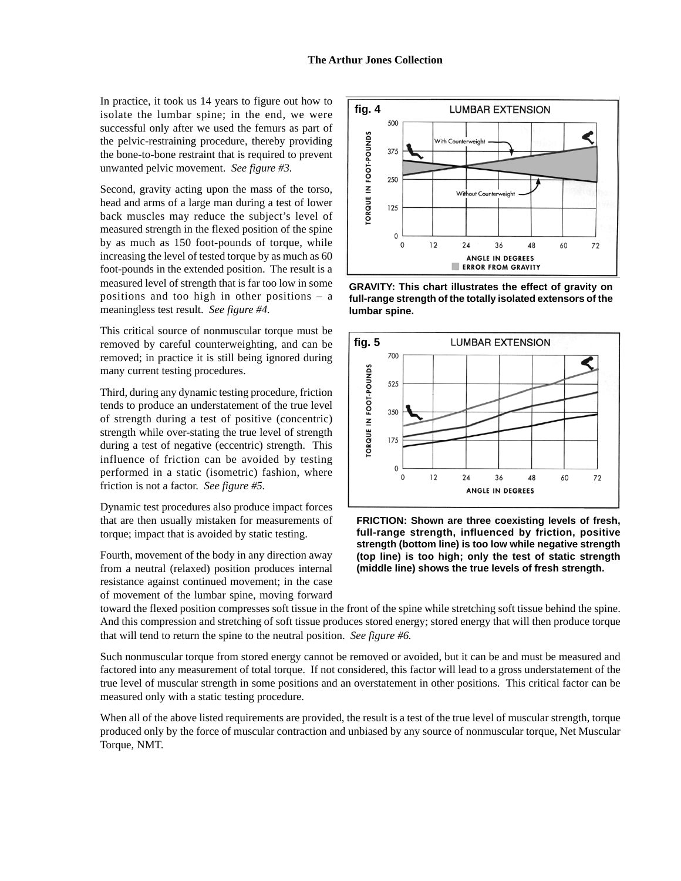In practice, it took us 14 years to figure out how to isolate the lumbar spine; in the end, we were successful only after we used the femurs as part of the pelvic-restraining procedure, thereby providing the bone-to-bone restraint that is required to prevent unwanted pelvic movement. *See figure #3.*

Second, gravity acting upon the mass of the torso, head and arms of a large man during a test of lower back muscles may reduce the subject's level of measured strength in the flexed position of the spine by as much as 150 foot-pounds of torque, while increasing the level of tested torque by as much as 60 foot-pounds in the extended position. The result is a measured level of strength that is far too low in some positions and too high in other positions – a meaningless test result. *See figure #4.*

**GRAVITY: This chart illustrates the effect of gravity on full-range strength of the totally isolated extensors of the lumbar spine.**

This critical source of nonmuscular torque must be removed by careful counterweighting, and can be removed; in practice it is still being ignored during many current testing procedures.

Third, during any dynamic testing procedure, friction tends to produce an understatement of the true level of strength during a test of positive (concentric) strength while over-stating the true level of strength during a test of negative (eccentric) strength. This influence of friction can be avoided by testing performed in a static (isometric) fashion, where friction is not a factor. *See figure #5.*

**FRICTION: Shown are three coexisting levels of fresh, full-range strength, influenced by friction, positive strength (bottom line) is too low while negative strength (top line) is too high; only the test of static strength (middle line) shows the true levels of fresh strength.**

Dynamic test procedures also produce impact forces that are then usually mistaken for measurements of torque; impact that is avoided by static testing.

Fourth, movement of the body in any direction away from a neutral (relaxed) position produces internal resistance against continued movement; in the case of movement of the lumbar spine, moving forward toward the flexed position compresses soft tissue in the front of the spine while stretching soft tissue behind the spine. And this compression and stretching of soft tissue produces stored energy; stored energy that will then produce torque that will tend to return the spine to the neutral position. *See figure #6.*

Such nonmuscular torque from stored energy cannot be removed or avoided, but it can be and must be measured and factored into any measurement of total torque. If not considered, this factor will lead to a gross understatement of the true level of muscular strength in some positions and an overstatement in other positions. This critical factor can be measured only with a static testing procedure.

When all of the above listed requirements are provided, the result is a test of the true level of muscular strength, torque produced only by the force of muscular contraction and unbiased by any source of nonmuscular torque, Net Muscular Torque, NMT.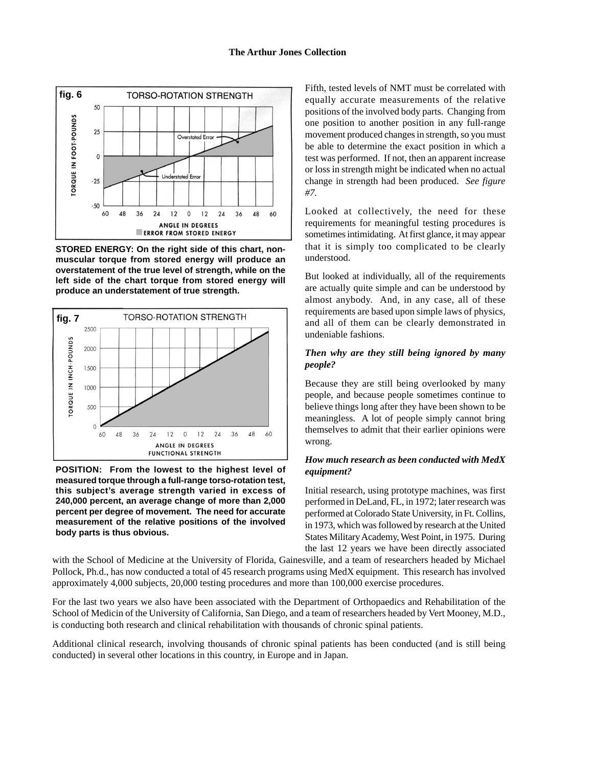STORED ENERGY: On the right side of this chart, non-muscular torque from stored energy will produce an overstatement of the true level of strength, while on the left side of the chart torque from stored energy will produce an understatement of true strength.

POSITION: From the lowest to the highest level of measured torque through a full-range torso-rotation test, this subject's average strength varied in excess of 240,000 percent, an average change of more than 2,000 percent per degree of movement. The need for accurate measurement of the relative positions of the involved body parts is thus obvious.

Fifth, tested levels of NMT must be correlated with equally accurate measurements of the relative positions of the involved body parts. Changing from one position to another position in any full-range movement produced changes in strength, so you must be able to determine the exact position in which a test was performed. If not, then an apparent increase or loss in strength might be indicated when no actual change in strength had been produced. *See figure #7*.

Looked at collectively, the need for these requirements for meaningful testing procedures is sometimes intimidating. At first glance, it may appear that it is simply too complicated to be clearly understood.

But looked at individually, all of the requirements are actually quite simple and can be understood by almost anybody. And, in any case, all of these requirements are based upon simple laws of physics, and all of them can be clearly demonstrated in undeniable fashions.

***Then why are they still being ignored by many people?***

Because they are still being overlooked by many people, and because people sometimes continue to believe things long after they have been shown to be meaningless. A lot of people simply cannot bring themselves to admit that their earlier opinions were wrong.

***How much research as been conducted with MedX equipment?***

Initial research, using prototype machines, was first performed in DeLand, FL, in 1972; later research was performed at Colorado State University, in Ft. Collins, in 1973, which was followed by research at the United States Military Academy, West Point, in 1975. During the last 12 years we have been directly associated with the School of Medicine at the University of Florida, Gainesville, and a team of researchers headed by Michael Pollock, Ph.d., has now conducted a total of 45 research programs using MedX equipment. This research has involved approximately 4,000 subjects, 20,000 testing procedures and more than 100,000 exercise procedures.

For the last two years we also have been associated with the Department of Orthopaedics and Rehabilitation of the School of Medicin of the University of California, San Diego, and a team of researchers headed by Vert Mooney, M.D., is conducting both research and clinical rehabilitation with thousands of chronic spinal patients.

Additional clinical research, involving thousands of chronic spinal patients has been conducted (and is still being conducted) in several other locations in this country, in Europe and in Japan.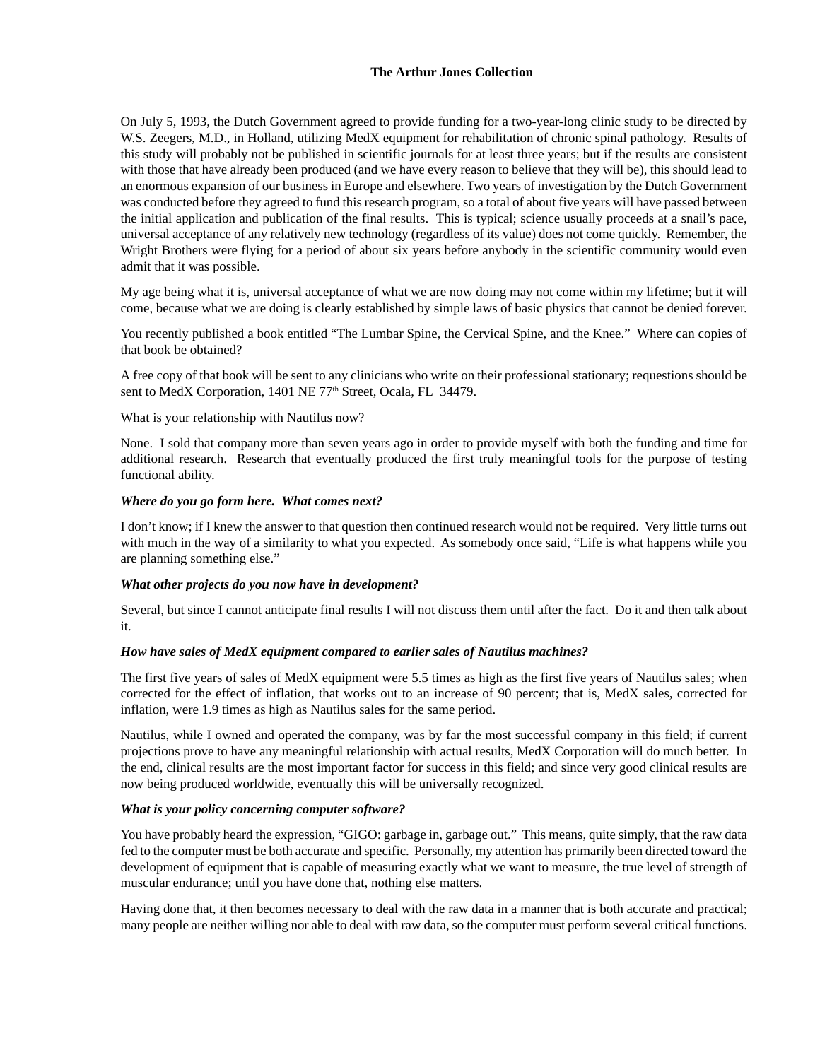On July 5, 1993, the Dutch Government agreed to provide funding for a two-year-long clinic study to be directed by W.S. Zeegers, M.D., in Holland, utilizing MedX equipment for rehabilitation of chronic spinal pathology. Results of this study will probably not be published in scientific journals for at least three years; but if the results are consistent with those that have already been produced (and we have every reason to believe that they will be), this should lead to an enormous expansion of our business in Europe and elsewhere. Two years of investigation by the Dutch Government was conducted before they agreed to fund this research program, so a total of about five years will have passed between the initial application and publication of the final results. This is typical; science usually proceeds at a snail's pace, universal acceptance of any relatively new technology (regardless of its value) does not come quickly. Remember, the Wright Brothers were flying for a period of about six years before anybody in the scientific community would even admit that it was possible.

My age being what it is, universal acceptance of what we are now doing may not come within my lifetime; but it will come, because what we are doing is clearly established by simple laws of basic physics that cannot be denied forever.

You recently published a book entitled "The Lumbar Spine, the Cervical Spine, and the Knee." Where can copies of that book be obtained?

A free copy of that book will be sent to any clinicians who write on their professional stationary; requestions should be sent to MedX Corporation, 1401 NE 77th Street, Ocala, FL 34479.

What is your relationship with Nautilus now?

None. I sold that company more than seven years ago in order to provide myself with both the funding and time for additional research. Research that eventually produced the first truly meaningful tools for the purpose of testing functional ability.

***Where do you go form here. What comes next?***

I don't know; if I knew the answer to that question then continued research would not be required. Very little turns out with much in the way of a similarity to what you expected. As somebody once said, "Life is what happens while you are planning something else."

***What other projects do you now have in development?***

Several, but since I cannot anticipate final results I will not discuss them until after the fact. Do it and then talk about it.

***How have sales of MedX equipment compared to earlier sales of Nautilus machines?***

The first five years of sales of MedX equipment were 5.5 times as high as the first five years of Nautilus sales; when corrected for the effect of inflation, that works out to an increase of 90 percent; that is, MedX sales, corrected for inflation, were 1.9 times as high as Nautilus sales for the same period.

Nautilus, while I owned and operated the company, was by far the most successful company in this field; if current projections prove to have any meaningful relationship with actual results, MedX Corporation will do much better. In the end, clinical results are the most important factor for success in this field; and since very good clinical results are now being produced worldwide, eventually this will be universally recognized.

***What is your policy concerning computer software?***

You have probably heard the expression, "GIGO: garbage in, garbage out." This means, quite simply, that the raw data fed to the computer must be both accurate and specific. Personally, my attention has primarily been directed toward the development of equipment that is capable of measuring exactly what we want to measure, the true level of strength of muscular endurance; until you have done that, nothing else matters.

Having done that, it then becomes necessary to deal with the raw data in a manner that is both accurate and practical; many people are neither willing nor able to deal with raw data, so the computer must perform several critical functions.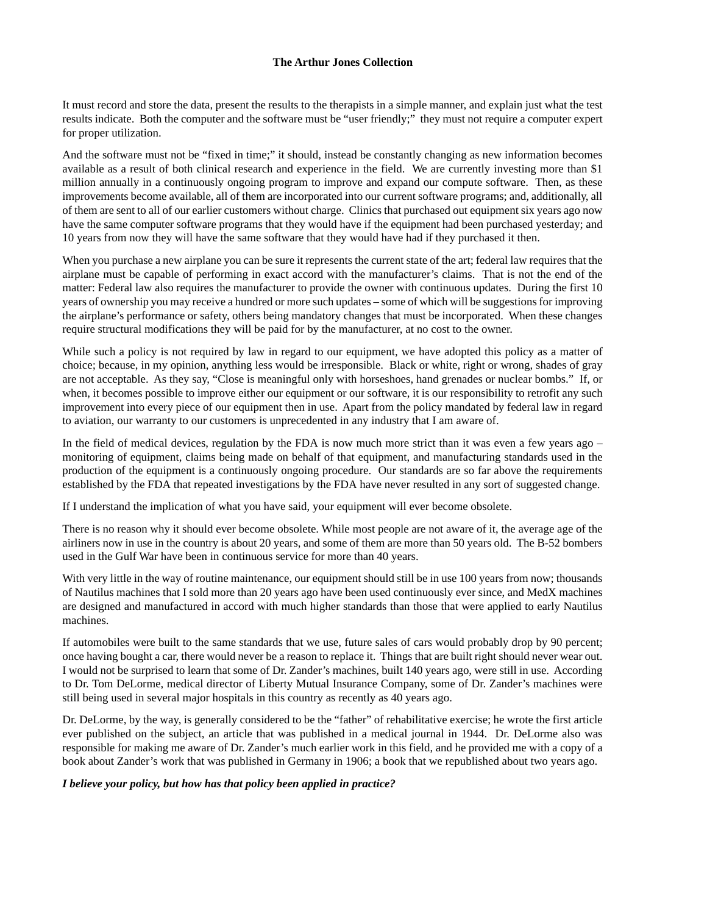It must record and store the data, present the results to the therapists in a simple manner, and explain just what the test results indicate. Both the computer and the software must be "user friendly;" they must not require a computer expert for proper utilization.

And the software must not be "fixed in time;" it should, instead be constantly changing as new information becomes available as a result of both clinical research and experience in the field. We are currently investing more than $1 million annually in a continuously ongoing program to improve and expand our compute software. Then, as these improvements become available, all of them are incorporated into our current software programs; and, additionally, all of them are sent to all of our earlier customers without charge. Clinics that purchased out equipment six years ago now have the same computer software programs that they would have if the equipment had been purchased yesterday; and 10 years from now they will have the same software that they would have had if they purchased it then.

When you purchase a new airplane you can be sure it represents the current state of the art; federal law requires that the airplane must be capable of performing in exact accord with the manufacturer's claims. That is not the end of the matter: Federal law also requires the manufacturer to provide the owner with continuous updates. During the first 10 years of ownership you may receive a hundred or more such updates – some of which will be suggestions for improving the airplane's performance or safety, others being mandatory changes that must be incorporated. When these changes require structural modifications they will be paid for by the manufacturer, at no cost to the owner.

While such a policy is not required by law in regard to our equipment, we have adopted this policy as a matter of choice; because, in my opinion, anything less would be irresponsible. Black or white, right or wrong, shades of gray are not acceptable. As they say, "Close is meaningful only with horseshoes, hand grenades or nuclear bombs." If, or when, it becomes possible to improve either our equipment or our software, it is our responsibility to retrofit any such improvement into every piece of our equipment then in use. Apart from the policy mandated by federal law in regard to aviation, our warranty to our customers is unprecedented in any industry that I am aware of.

In the field of medical devices, regulation by the FDA is now much more strict than it was even a few years ago – monitoring of equipment, claims being made on behalf of that equipment, and manufacturing standards used in the production of the equipment is a continuously ongoing procedure. Our standards are so far above the requirements established by the FDA that repeated investigations by the FDA have never resulted in any sort of suggested change.

If I understand the implication of what you have said, your equipment will ever become obsolete.

There is no reason why it should ever become obsolete. While most people are not aware of it, the average age of the airliners now in use in the country is about 20 years, and some of them are more than 50 years old. The B-52 bombers used in the Gulf War have been in continuous service for more than 40 years.

With very little in the way of routine maintenance, our equipment should still be in use 100 years from now; thousands of Nautilus machines that I sold more than 20 years ago have been used continuously ever since, and MedX machines are designed and manufactured in accord with much higher standards than those that were applied to early Nautilus machines.

If automobiles were built to the same standards that we use, future sales of cars would probably drop by 90 percent; once having bought a car, there would never be a reason to replace it. Things that are built right should never wear out. I would not be surprised to learn that some of Dr. Zander's machines, built 140 years ago, were still in use. According to Dr. Tom DeLorme, medical director of Liberty Mutual Insurance Company, some of Dr. Zander's machines were still being used in several major hospitals in this country as recently as 40 years ago.

Dr. DeLorme, by the way, is generally considered to be the "father" of rehabilitative exercise; he wrote the first article ever published on the subject, an article that was published in a medical journal in 1944. Dr. DeLorme also was responsible for making me aware of Dr. Zander's much earlier work in this field, and he provided me with a copy of a book about Zander's work that was published in Germany in 1906; a book that we republished about two years ago.

***I believe your policy, but how has that policy been applied in practice?***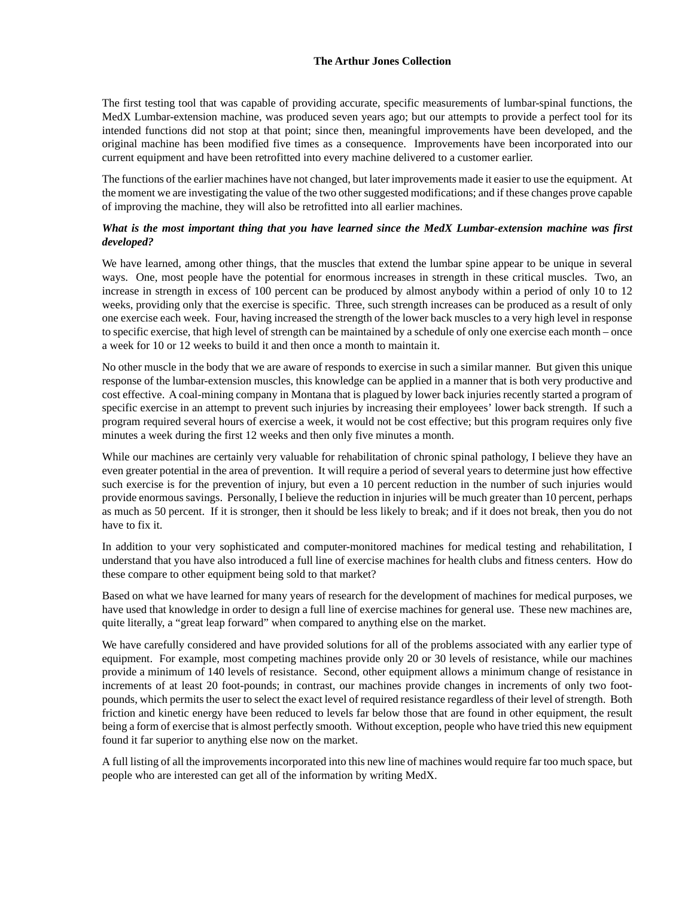The first testing tool that was capable of providing accurate, specific measurements of lumbar-spinal functions, the MedX Lumbar-extension machine, was produced seven years ago; but our attempts to provide a perfect tool for its intended functions did not stop at that point; since then, meaningful improvements have been developed, and the original machine has been modified five times as a consequence. Improvements have been incorporated into our current equipment and have been retrofitted into every machine delivered to a customer earlier.

The functions of the earlier machines have not changed, but later improvements made it easier to use the equipment. At the moment we are investigating the value of the two other suggested modifications; and if these changes prove capable of improving the machine, they will also be retrofitted into all earlier machines.

***What is the most important thing that you have learned since the MedX Lumbar-extension machine was first developed?***

We have learned, among other things, that the muscles that extend the lumbar spine appear to be unique in several ways. One, most people have the potential for enormous increases in strength in these critical muscles. Two, an increase in strength in excess of 100 percent can be produced by almost anybody within a period of only 10 to 12 weeks, providing only that the exercise is specific. Three, such strength increases can be produced as a result of only one exercise each week. Four, having increased the strength of the lower back muscles to a very high level in response to specific exercise, that high level of strength can be maintained by a schedule of only one exercise each month – once a week for 10 or 12 weeks to build it and then once a month to maintain it.

No other muscle in the body that we are aware of responds to exercise in such a similar manner. But given this unique response of the lumbar-extension muscles, this knowledge can be applied in a manner that is both very productive and cost effective. A coal-mining company in Montana that is plagued by lower back injuries recently started a program of specific exercise in an attempt to prevent such injuries by increasing their employees' lower back strength. If such a program required several hours of exercise a week, it would not be cost effective; but this program requires only five minutes a week during the first 12 weeks and then only five minutes a month.

While our machines are certainly very valuable for rehabilitation of chronic spinal pathology, I believe they have an even greater potential in the area of prevention. It will require a period of several years to determine just how effective such exercise is for the prevention of injury, but even a 10 percent reduction in the number of such injuries would provide enormous savings. Personally, I believe the reduction in injuries will be much greater than 10 percent, perhaps as much as 50 percent. If it is stronger, then it should be less likely to break; and if it does not break, then you do not have to fix it.

In addition to your very sophisticated and computer-monitored machines for medical testing and rehabilitation, I understand that you have also introduced a full line of exercise machines for health clubs and fitness centers. How do these compare to other equipment being sold to that market?

Based on what we have learned for many years of research for the development of machines for medical purposes, we have used that knowledge in order to design a full line of exercise machines for general use. These new machines are, quite literally, a "great leap forward" when compared to anything else on the market.

We have carefully considered and have provided solutions for all of the problems associated with any earlier type of equipment. For example, most competing machines provide only 20 or 30 levels of resistance, while our machines provide a minimum of 140 levels of resistance. Second, other equipment allows a minimum change of resistance in increments of at least 20 foot-pounds; in contrast, our machines provide changes in increments of only two foot-pounds, which permits the user to select the exact level of required resistance regardless of their level of strength. Both friction and kinetic energy have been reduced to levels far below those that are found in other equipment, the result being a form of exercise that is almost perfectly smooth. Without exception, people who have tried this new equipment found it far superior to anything else now on the market.

A full listing of all the improvements incorporated into this new line of machines would require far too much space, but people who are interested can get all of the information by writing MedX.